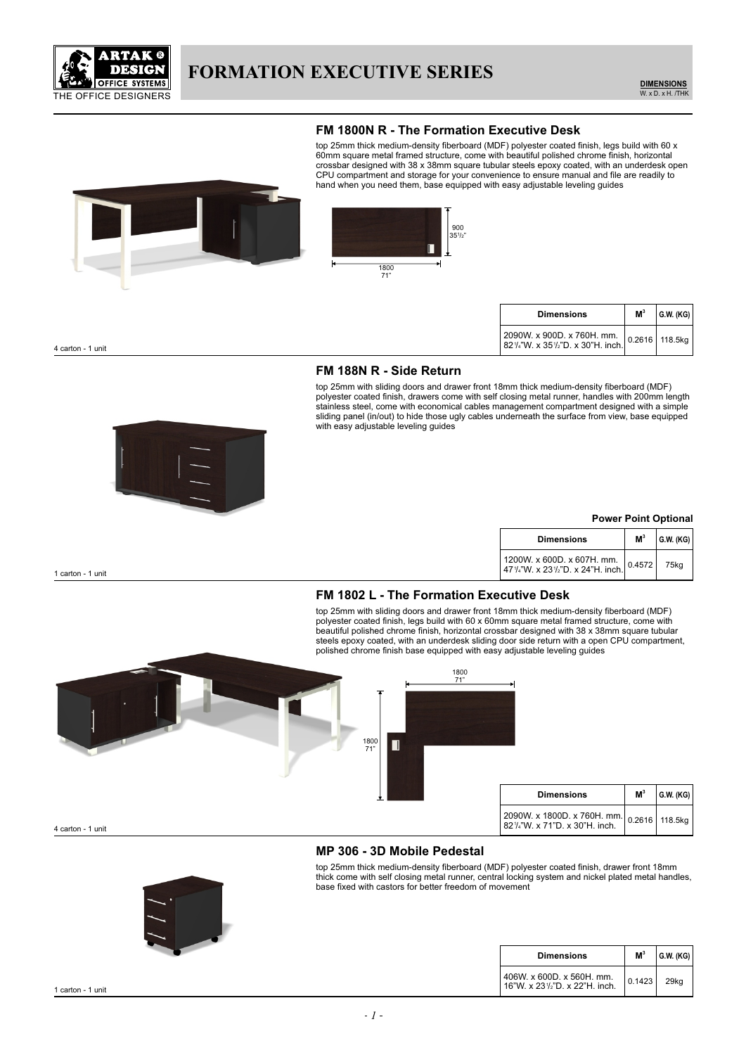# FORMATION EXECUTIVE SERIES

**DIMENSIONS**
W. x D. x H. /THK

## FM 1800N R - The Formation Executive Desk

top 25mm thick medium-density fiberboard (MDF) polyester coated finish, legs build with 60 x 60mm square metal framed structure, come with beautiful polished chrome finish, horizontal crossbar designed with 38 x 38mm square tubular steels epoxy coated, with an underdesk open CPU compartment and storage for your convenience to ensure manual and file are readily to hand when you need them, base equipped with easy adjustable leveling guides

900
35½"

1800
71"

| Dimensions | M³ | G.W. (KG) |
|---|---|---|
| 2090W. x 900D. x 760H. mm.<br>82¼"W. x 35½"D. x 30"H. inch. | 0.2616 | 118.5kg |

4 carton - 1 unit

## FM 188N R - Side Return

top 25mm with sliding doors and drawer front 18mm thick medium-density fiberboard (MDF) polyester coated finish, drawers come with self closing metal runner, handles with 200mm length stainless steel, come with economical cables management compartment designed with a simple sliding panel (in/out) to hide those ugly cables underneath the surface from view, base equipped with easy adjustable leveling guides

**Power Point Optional**

| Dimensions | M³ | G.W. (KG) |
|---|---|---|
| 1200W. x 600D. x 607H. mm.<br>47¼"W. x 23½"D. x 24"H. inch. | 0.4572 | 75kg |

1 carton - 1 unit

## FM 1802 L - The Formation Executive Desk

top 25mm with sliding doors and drawer front 18mm thick medium-density fiberboard (MDF) polyester coated finish, legs build with 60 x 60mm square metal framed structure, come with beautiful polished chrome finish, horizontal crossbar designed with 38 x 38mm square tubular steels epoxy coated, with an underdesk sliding door side return with a open CPU compartment, polished chrome finish base equipped with easy adjustable leveling guides

1800
71"

1800
71"

| Dimensions | M³ | G.W. (KG) |
|---|---|---|
| 2090W. x 1800D. x 760H. mm.<br>82¼"W. x 71"D. x 30"H. inch. | 0.2616 | 118.5kg |

4 carton - 1 unit

## MP 306 - 3D Mobile Pedestal

top 25mm thick medium-density fiberboard (MDF) polyester coated finish, drawer front 18mm thick come with self closing metal runner, central locking system and nickel plated metal handles, base fixed with castors for better freedom of movement

| Dimensions | M³ | G.W. (KG) |
|---|---|---|
| 406W. x 600D. x 560H. mm.<br>16"W. x 23½"D. x 22"H. inch. | 0.1423 | 29kg |

1 carton - 1 unit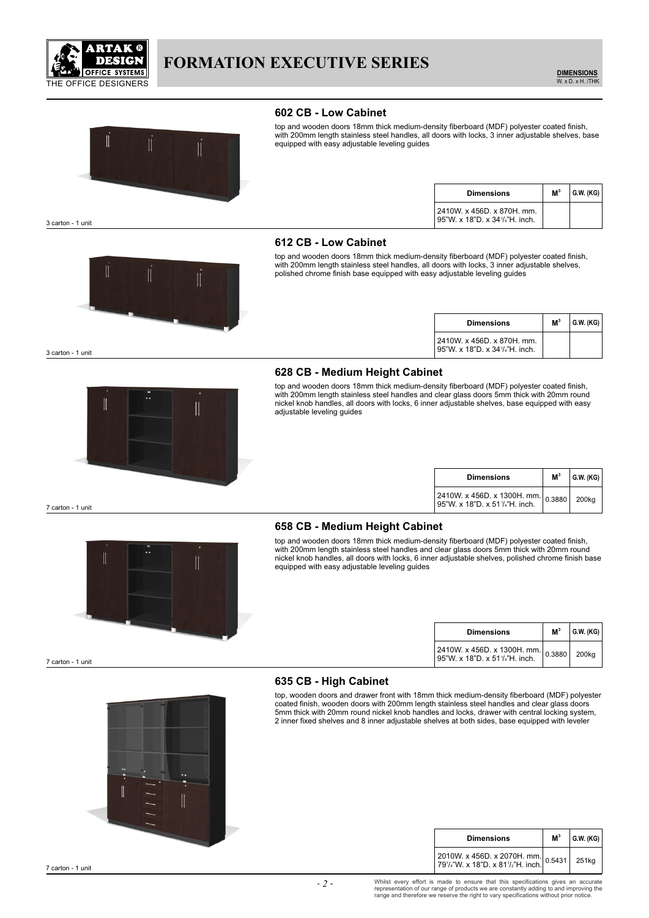# FORMATION EXECUTIVE SERIES

**DIMENSIONS**
W. x D. x H. /THK

## 602 CB - Low Cabinet

top and wooden doors 18mm thick medium-density fiberboard (MDF) polyester coated finish, with 200mm length stainless steel handles, all doors with locks, 3 inner adjustable shelves, base equipped with easy adjustable leveling guides

| Dimensions | M³ | G.W. (KG) |
|---|---|---|
| 2410W. x 456D. x 870H. mm. 95"W. x 18"D. x 34¼"H. inch. | | |

3 carton - 1 unit

## 612 CB - Low Cabinet

top and wooden doors 18mm thick medium-density fiberboard (MDF) polyester coated finish, with 200mm length stainless steel handles, all doors with locks, 3 inner adjustable shelves, polished chrome finish base equipped with easy adjustable leveling guides

| Dimensions | M³ | G.W. (KG) |
|---|---|---|
| 2410W. x 456D. x 870H. mm. 95"W. x 18"D. x 34¼"H. inch. | | |

3 carton - 1 unit

## 628 CB - Medium Height Cabinet

top and wooden doors 18mm thick medium-density fiberboard (MDF) polyester coated finish, with 200mm length stainless steel handles and clear glass doors 5mm thick with 20mm round nickel knob handles, all doors with locks, 6 inner adjustable shelves, base equipped with easy adjustable leveling guides

| Dimensions | M³ | G.W. (KG) |
|---|---|---|
| 2410W. x 456D. x 1300H. mm. 95"W. x 18"D. x 51¼"H. inch. | 0.3880 | 200kg |

7 carton - 1 unit

## 658 CB - Medium Height Cabinet

top and wooden doors 18mm thick medium-density fiberboard (MDF) polyester coated finish, with 200mm length stainless steel handles and clear glass doors 5mm thick with 20mm round nickel knob handles, all doors with locks, 6 inner adjustable shelves, polished chrome finish base equipped with easy adjustable leveling guides

| Dimensions | M³ | G.W. (KG) |
|---|---|---|
| 2410W. x 456D. x 1300H. mm. 95"W. x 18"D. x 51¼"H. inch. | 0.3880 | 200kg |

7 carton - 1 unit

## 635 CB - High Cabinet

top, wooden doors and drawer front with 18mm thick medium-density fiberboard (MDF) polyester coated finish, wooden doors with 200mm length stainless steel handles and clear glass doors 5mm thick with 20mm round nickel knob handles and locks, drawer with central locking system, 2 inner fixed shelves and 8 inner adjustable shelves at both sides, base equipped with leveler

| Dimensions | M³ | G.W. (KG) |
|---|---|---|
| 2010W. x 456D. x 2070H. mm. 79¼"W. x 18"D. x 81½"H. inch. | 0.5431 | 251kg |

7 carton - 1 unit

Whilst every effort is made to ensure that this specifications gives an accurate representation of our range of products we are constantly adding to and improving the range and therefore we reserve the right to vary specifications without prior notice.